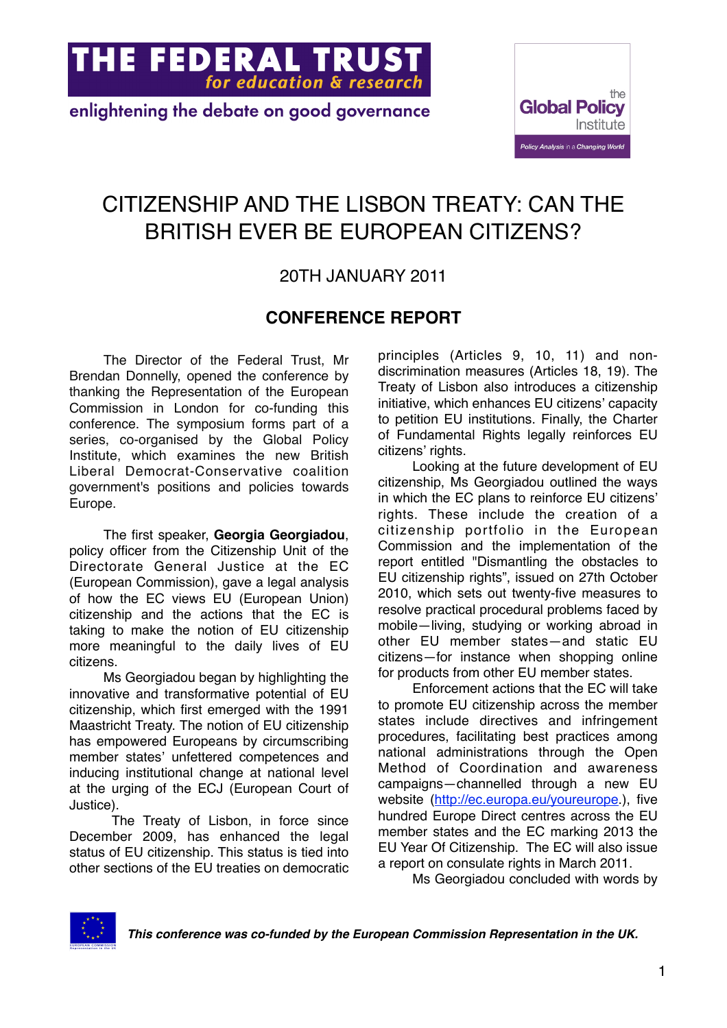THE FEDERAL TRUST
*for education & research*

enlightening the debate on good governance

the Global Policy Institute
*Policy Analysis in a Changing World*

# CITIZENSHIP AND THE LISBON TREATY: CAN THE BRITISH EVER BE EUROPEAN CITIZENS?

20TH JANUARY 2011

## CONFERENCE REPORT

The Director of the Federal Trust, Mr Brendan Donnelly, opened the conference by thanking the Representation of the European Commission in London for co-funding this conference. The symposium forms part of a series, co-organised by the Global Policy Institute, which examines the new British Liberal Democrat-Conservative coalition government's positions and policies towards Europe.

The first speaker, **Georgia Georgiadou**, policy officer from the Citizenship Unit of the Directorate General Justice at the EC (European Commission), gave a legal analysis of how the EC views EU (European Union) citizenship and the actions that the EC is taking to make the notion of EU citizenship more meaningful to the daily lives of EU citizens.

Ms Georgiadou began by highlighting the innovative and transformative potential of EU citizenship, which first emerged with the 1991 Maastricht Treaty. The notion of EU citizenship has empowered Europeans by circumscribing member states' unfettered competences and inducing institutional change at national level at the urging of the ECJ (European Court of Justice).

The Treaty of Lisbon, in force since December 2009, has enhanced the legal status of EU citizenship. This status is tied into other sections of the EU treaties on democratic principles (Articles 9, 10, 11) and non-discrimination measures (Articles 18, 19). The Treaty of Lisbon also introduces a citizenship initiative, which enhances EU citizens' capacity to petition EU institutions. Finally, the Charter of Fundamental Rights legally reinforces EU citizens' rights.

Looking at the future development of EU citizenship, Ms Georgiadou outlined the ways in which the EC plans to reinforce EU citizens' rights. These include the creation of a citizenship portfolio in the European Commission and the implementation of the report entitled "Dismantling the obstacles to EU citizenship rights", issued on 27th October 2010, which sets out twenty-five measures to resolve practical procedural problems faced by mobile—living, studying or working abroad in other EU member states—and static EU citizens—for instance when shopping online for products from other EU member states.

Enforcement actions that the EC will take to promote EU citizenship across the member states include directives and infringement procedures, facilitating best practices among national administrations through the Open Method of Coordination and awareness campaigns—channelled through a new EU website (http://ec.europa.eu/youreurope.), five hundred Europe Direct centres across the EU member states and the EC marking 2013 the EU Year Of Citizenship. The EC will also issue a report on consulate rights in March 2011.

Ms Georgiadou concluded with words by

***This conference was co-funded by the European Commission Representation in the UK.***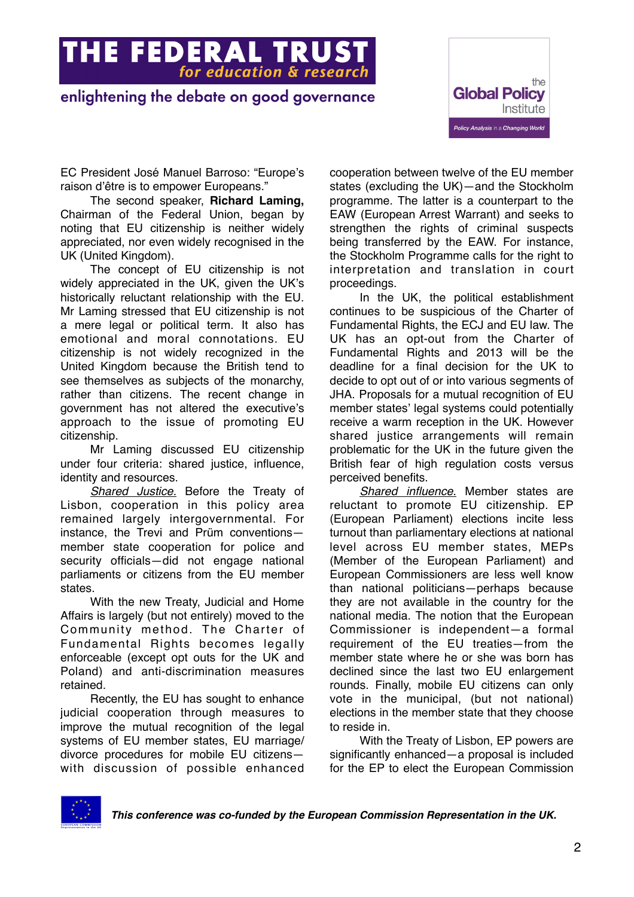EC President José Manuel Barroso: "Europe's raison d'être is to empower Europeans."

The second speaker, **Richard Laming,** Chairman of the Federal Union, began by noting that EU citizenship is neither widely appreciated, nor even widely recognised in the UK (United Kingdom).

The concept of EU citizenship is not widely appreciated in the UK, given the UK's historically reluctant relationship with the EU. Mr Laming stressed that EU citizenship is not a mere legal or political term. It also has emotional and moral connotations. EU citizenship is not widely recognized in the United Kingdom because the British tend to see themselves as subjects of the monarchy, rather than citizens. The recent change in government has not altered the executive's approach to the issue of promoting EU citizenship.

Mr Laming discussed EU citizenship under four criteria: shared justice, influence, identity and resources.

*Shared Justice.* Before the Treaty of Lisbon, cooperation in this policy area remained largely intergovernmental. For instance, the Trevi and Prüm conventions—member state cooperation for police and security officials—did not engage national parliaments or citizens from the EU member states.

With the new Treaty, Judicial and Home Affairs is largely (but not entirely) moved to the Community method. The Charter of Fundamental Rights becomes legally enforceable (except opt outs for the UK and Poland) and anti-discrimination measures retained.

Recently, the EU has sought to enhance judicial cooperation through measures to improve the mutual recognition of the legal systems of EU member states, EU marriage/divorce procedures for mobile EU citizens—with discussion of possible enhanced cooperation between twelve of the EU member states (excluding the UK)—and the Stockholm programme. The latter is a counterpart to the EAW (European Arrest Warrant) and seeks to strengthen the rights of criminal suspects being transferred by the EAW. For instance, the Stockholm Programme calls for the right to interpretation and translation in court proceedings.

In the UK, the political establishment continues to be suspicious of the Charter of Fundamental Rights, the ECJ and EU law. The UK has an opt-out from the Charter of Fundamental Rights and 2013 will be the deadline for a final decision for the UK to decide to opt out of or into various segments of JHA. Proposals for a mutual recognition of EU member states' legal systems could potentially receive a warm reception in the UK. However shared justice arrangements will remain problematic for the UK in the future given the British fear of high regulation costs versus perceived benefits.

*Shared influence.* Member states are reluctant to promote EU citizenship. EP (European Parliament) elections incite less turnout than parliamentary elections at national level across EU member states, MEPs (Member of the European Parliament) and European Commissioners are less well know than national politicians—perhaps because they are not available in the country for the national media. The notion that the European Commissioner is independent—a formal requirement of the EU treaties—from the member state where he or she was born has declined since the last two EU enlargement rounds. Finally, mobile EU citizens can only vote in the municipal, (but not national) elections in the member state that they choose to reside in.

With the Treaty of Lisbon, EP powers are significantly enhanced—a proposal is included for the EP to elect the European Commission

*This conference was co-funded by the European Commission Representation in the UK.*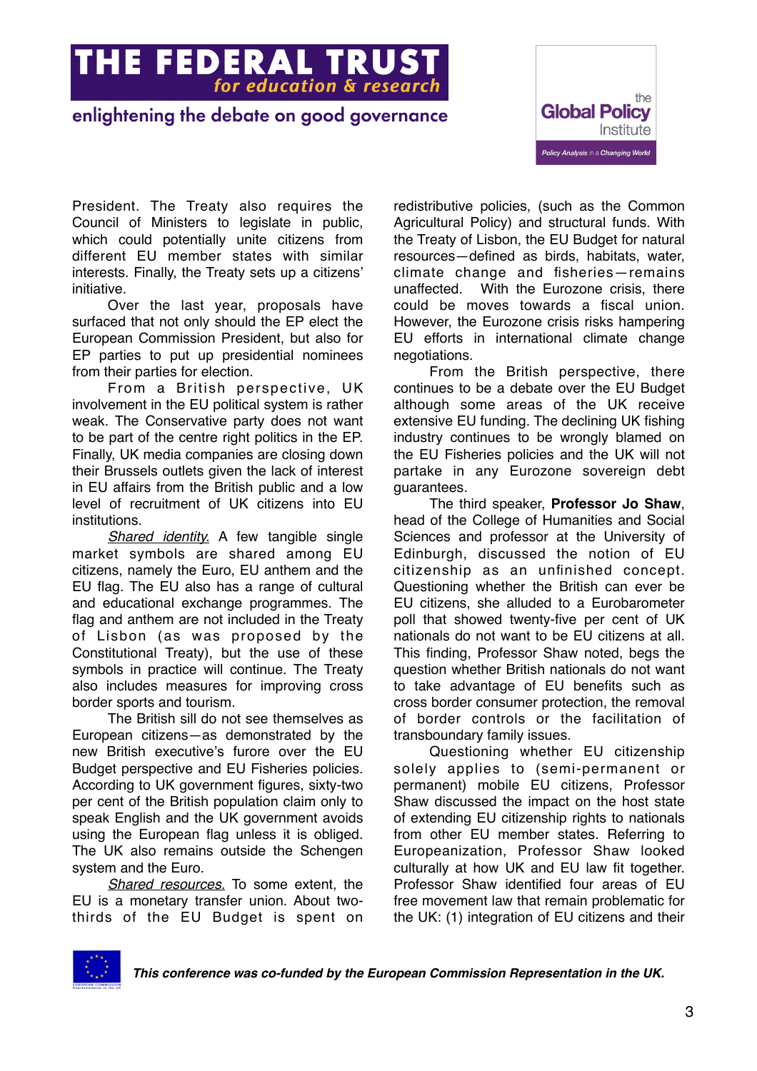President. The Treaty also requires the Council of Ministers to legislate in public, which could potentially unite citizens from different EU member states with similar interests. Finally, the Treaty sets up a citizens' initiative.

Over the last year, proposals have surfaced that not only should the EP elect the European Commission President, but also for EP parties to put up presidential nominees from their parties for election.

From a British perspective, UK involvement in the EU political system is rather weak. The Conservative party does not want to be part of the centre right politics in the EP. Finally, UK media companies are closing down their Brussels outlets given the lack of interest in EU affairs from the British public and a low level of recruitment of UK citizens into EU institutions.

*Shared identity.* A few tangible single market symbols are shared among EU citizens, namely the Euro, EU anthem and the EU flag. The EU also has a range of cultural and educational exchange programmes. The flag and anthem are not included in the Treaty of Lisbon (as was proposed by the Constitutional Treaty), but the use of these symbols in practice will continue. The Treaty also includes measures for improving cross border sports and tourism.

The British sill do not see themselves as European citizens—as demonstrated by the new British executive's furore over the EU Budget perspective and EU Fisheries policies. According to UK government figures, sixty-two per cent of the British population claim only to speak English and the UK government avoids using the European flag unless it is obliged. The UK also remains outside the Schengen system and the Euro.

*Shared resources.* To some extent, the EU is a monetary transfer union. About two-thirds of the EU Budget is spent on redistributive policies, (such as the Common Agricultural Policy) and structural funds. With the Treaty of Lisbon, the EU Budget for natural resources—defined as birds, habitats, water, climate change and fisheries—remains unaffected. With the Eurozone crisis, there could be moves towards a fiscal union. However, the Eurozone crisis risks hampering EU efforts in international climate change negotiations.

From the British perspective, there continues to be a debate over the EU Budget although some areas of the UK receive extensive EU funding. The declining UK fishing industry continues to be wrongly blamed on the EU Fisheries policies and the UK will not partake in any Eurozone sovereign debt guarantees.

The third speaker, **Professor Jo Shaw**, head of the College of Humanities and Social Sciences and professor at the University of Edinburgh, discussed the notion of EU citizenship as an unfinished concept. Questioning whether the British can ever be EU citizens, she alluded to a Eurobarometer poll that showed twenty-five per cent of UK nationals do not want to be EU citizens at all. This finding, Professor Shaw noted, begs the question whether British nationals do not want to take advantage of EU benefits such as cross border consumer protection, the removal of border controls or the facilitation of transboundary family issues.

Questioning whether EU citizenship solely applies to (semi-permanent or permanent) mobile EU citizens, Professor Shaw discussed the impact on the host state of extending EU citizenship rights to nationals from other EU member states. Referring to Europeanization, Professor Shaw looked culturally at how UK and EU law fit together. Professor Shaw identified four areas of EU free movement law that remain problematic for the UK: (1) integration of EU citizens and their

***This conference was co-funded by the European Commission Representation in the UK.***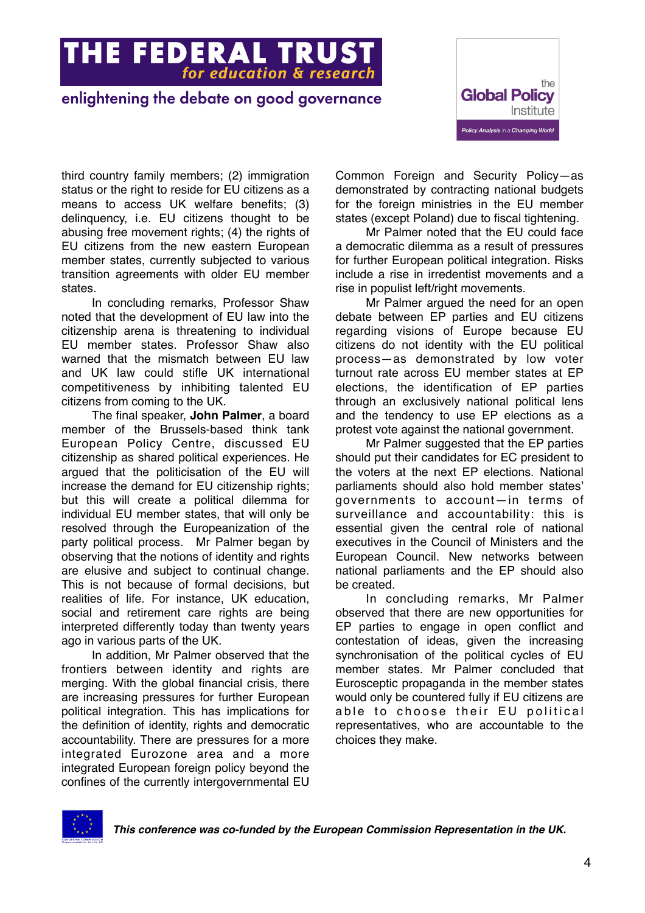third country family members; (2) immigration status or the right to reside for EU citizens as a means to access UK welfare benefits; (3) delinquency, i.e. EU citizens thought to be abusing free movement rights; (4) the rights of EU citizens from the new eastern European member states, currently subjected to various transition agreements with older EU member states.

In concluding remarks, Professor Shaw noted that the development of EU law into the citizenship arena is threatening to individual EU member states. Professor Shaw also warned that the mismatch between EU law and UK law could stifle UK international competitiveness by inhibiting talented EU citizens from coming to the UK.

The final speaker, **John Palmer**, a board member of the Brussels-based think tank European Policy Centre, discussed EU citizenship as shared political experiences. He argued that the politicisation of the EU will increase the demand for EU citizenship rights; but this will create a political dilemma for individual EU member states, that will only be resolved through the Europeanization of the party political process. Mr Palmer began by observing that the notions of identity and rights are elusive and subject to continual change. This is not because of formal decisions, but realities of life. For instance, UK education, social and retirement care rights are being interpreted differently today than twenty years ago in various parts of the UK.

In addition, Mr Palmer observed that the frontiers between identity and rights are merging. With the global financial crisis, there are increasing pressures for further European political integration. This has implications for the definition of identity, rights and democratic accountability. There are pressures for a more integrated Eurozone area and a more integrated European foreign policy beyond the confines of the currently intergovernmental EU Common Foreign and Security Policy—as demonstrated by contracting national budgets for the foreign ministries in the EU member states (except Poland) due to fiscal tightening.

Mr Palmer noted that the EU could face a democratic dilemma as a result of pressures for further European political integration. Risks include a rise in irredentist movements and a rise in populist left/right movements.

Mr Palmer argued the need for an open debate between EP parties and EU citizens regarding visions of Europe because EU citizens do not identity with the EU political process—as demonstrated by low voter turnout rate across EU member states at EP elections, the identification of EP parties through an exclusively national political lens and the tendency to use EP elections as a protest vote against the national government.

Mr Palmer suggested that the EP parties should put their candidates for EC president to the voters at the next EP elections. National parliaments should also hold member states' governments to account—in terms of surveillance and accountability: this is essential given the central role of national executives in the Council of Ministers and the European Council. New networks between national parliaments and the EP should also be created.

In concluding remarks, Mr Palmer observed that there are new opportunities for EP parties to engage in open conflict and contestation of ideas, given the increasing synchronisation of the political cycles of EU member states. Mr Palmer concluded that Eurosceptic propaganda in the member states would only be countered fully if EU citizens are able to choose their EU political representatives, who are accountable to the choices they make.

***This conference was co-funded by the European Commission Representation in the UK.***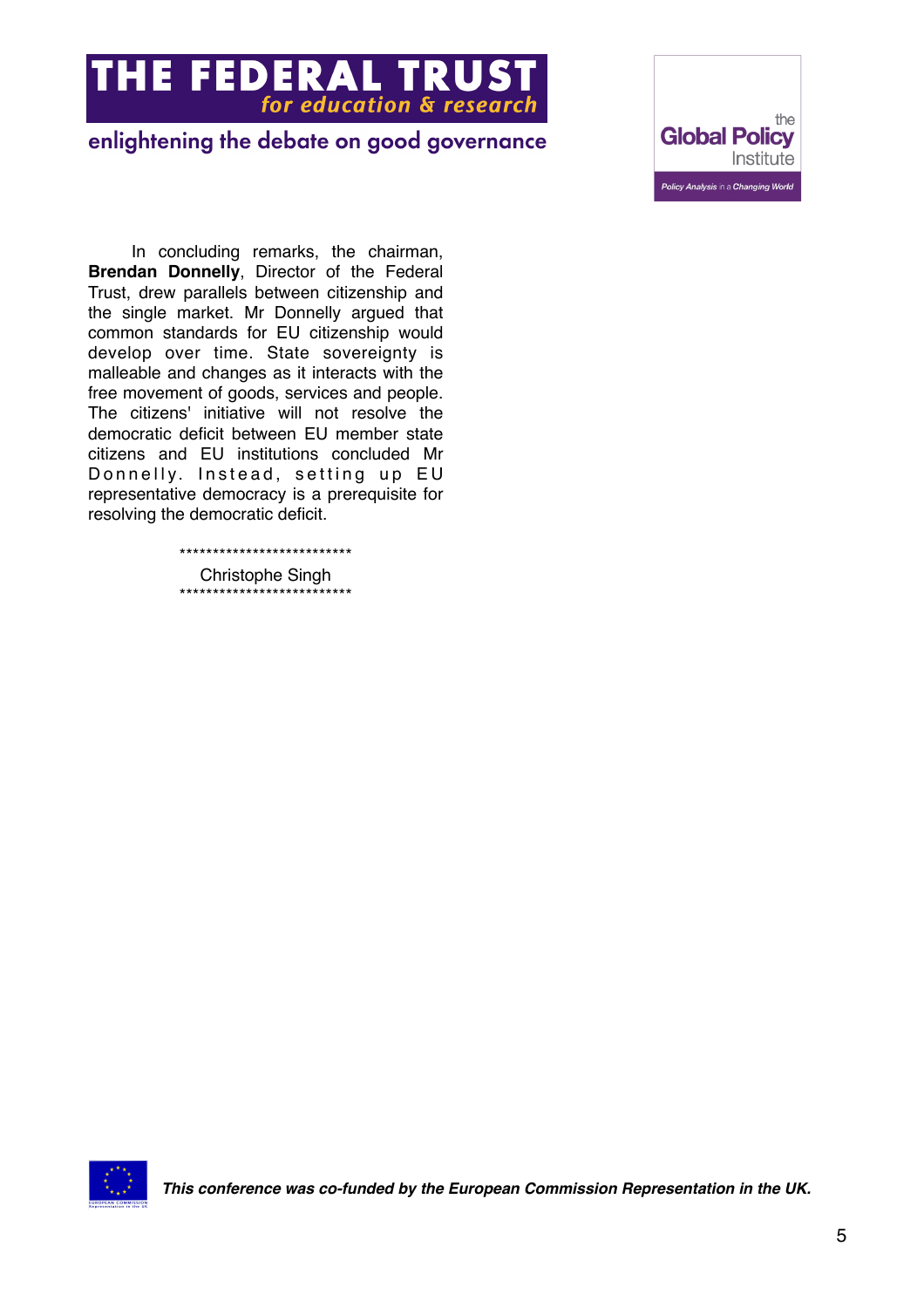In concluding remarks, the chairman, **Brendan Donnelly**, Director of the Federal Trust, drew parallels between citizenship and the single market. Mr Donnelly argued that common standards for EU citizenship would develop over time. State sovereignty is malleable and changes as it interacts with the free movement of goods, services and people. The citizens' initiative will not resolve the democratic deficit between EU member state citizens and EU institutions concluded Mr Donnelly. Instead, setting up EU representative democracy is a prerequisite for resolving the democratic deficit.

**************************

Christophe Singh

**************************

***This conference was co-funded by the European Commission Representation in the UK.***